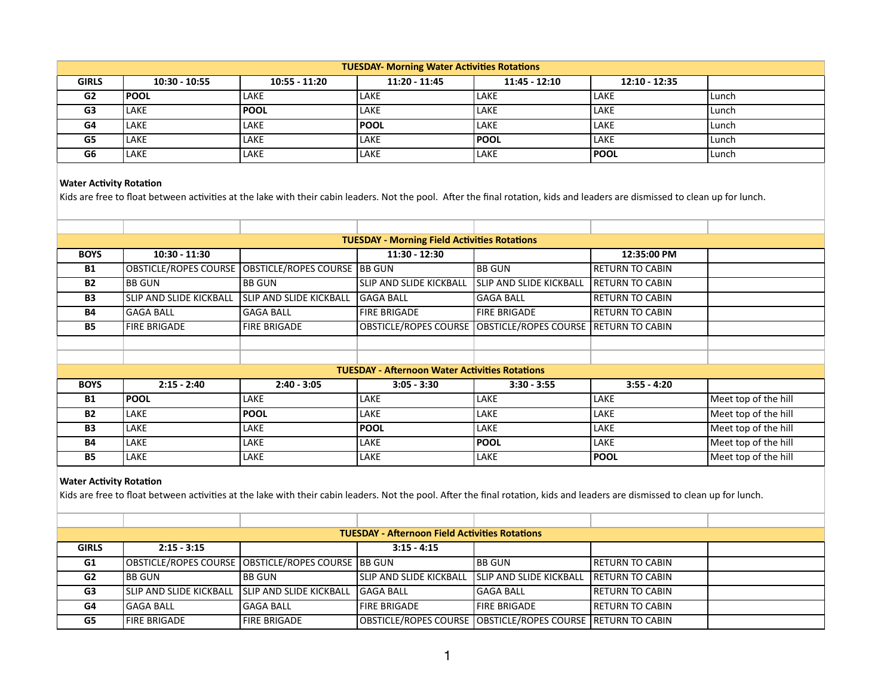### TUESDAY- Morning Water Activities Rotations

| GIRLS | 10:30 - 10:55 | 10:55 - 11:20 | 11:20 - 11:45 | 11:45 - 12:10 | 12:10 - 12:35 | |
|---|---|---|---|---|---|---|
| G2 | **POOL** | LAKE | LAKE | LAKE | LAKE | Lunch |
| G3 | LAKE | **POOL** | LAKE | LAKE | LAKE | Lunch |
| G4 | LAKE | LAKE | **POOL** | LAKE | LAKE | Lunch |
| G5 | LAKE | LAKE | LAKE | **POOL** | LAKE | Lunch |
| G6 | LAKE | LAKE | LAKE | LAKE | **POOL** | Lunch |

**Water Activity Rotation**

Kids are free to float between activities at the lake with their cabin leaders. Not the pool. After the final rotation, kids and leaders are dismissed to clean up for lunch.

### TUESDAY - Morning Field Activities Rotations

| BOYS | 10:30 - 11:30 | | 11:30 - 12:30 | | 12:35:00 PM | |
|---|---|---|---|---|---|---|
| B1 | OBSTICLE/ROPES COURSE | OBSTICLE/ROPES COURSE | BB GUN | BB GUN | RETURN TO CABIN | |
| B2 | BB GUN | BB GUN | SLIP AND SLIDE KICKBALL | SLIP AND SLIDE KICKBALL | RETURN TO CABIN | |
| B3 | SLIP AND SLIDE KICKBALL | SLIP AND SLIDE KICKBALL | GAGA BALL | GAGA BALL | RETURN TO CABIN | |
| B4 | GAGA BALL | GAGA BALL | FIRE BRIGADE | FIRE BRIGADE | RETURN TO CABIN | |
| B5 | FIRE BRIGADE | FIRE BRIGADE | OBSTICLE/ROPES COURSE | OBSTICLE/ROPES COURSE | RETURN TO CABIN | |

### TUESDAY - Afternoon Water Activities Rotations

| BOYS | 2:15 - 2:40 | 2:40 - 3:05 | 3:05 - 3:30 | 3:30 - 3:55 | 3:55 - 4:20 | |
|---|---|---|---|---|---|---|
| B1 | **POOL** | LAKE | LAKE | LAKE | LAKE | Meet top of the hill |
| B2 | LAKE | **POOL** | LAKE | LAKE | LAKE | Meet top of the hill |
| B3 | LAKE | LAKE | **POOL** | LAKE | LAKE | Meet top of the hill |
| B4 | LAKE | LAKE | LAKE | **POOL** | LAKE | Meet top of the hill |
| B5 | LAKE | LAKE | LAKE | LAKE | **POOL** | Meet top of the hill |

**Water Activity Rotation**

Kids are free to float between activities at the lake with their cabin leaders. Not the pool. After the final rotation, kids and leaders are dismissed to clean up for lunch.

### TUESDAY - Afternoon Field Activities Rotations

| GIRLS | 2:15 - 3:15 | | 3:15 - 4:15 | | | |
|---|---|---|---|---|---|---|
| G1 | OBSTICLE/ROPES COURSE | OBSTICLE/ROPES COURSE | BB GUN | BB GUN | RETURN TO CABIN | |
| G2 | BB GUN | BB GUN | SLIP AND SLIDE KICKBALL | SLIP AND SLIDE KICKBALL | RETURN TO CABIN | |
| G3 | SLIP AND SLIDE KICKBALL | SLIP AND SLIDE KICKBALL | GAGA BALL | GAGA BALL | RETURN TO CABIN | |
| G4 | GAGA BALL | GAGA BALL | FIRE BRIGADE | FIRE BRIGADE | RETURN TO CABIN | |
| G5 | FIRE BRIGADE | FIRE BRIGADE | OBSTICLE/ROPES COURSE | OBSTICLE/ROPES COURSE | RETURN TO CABIN | |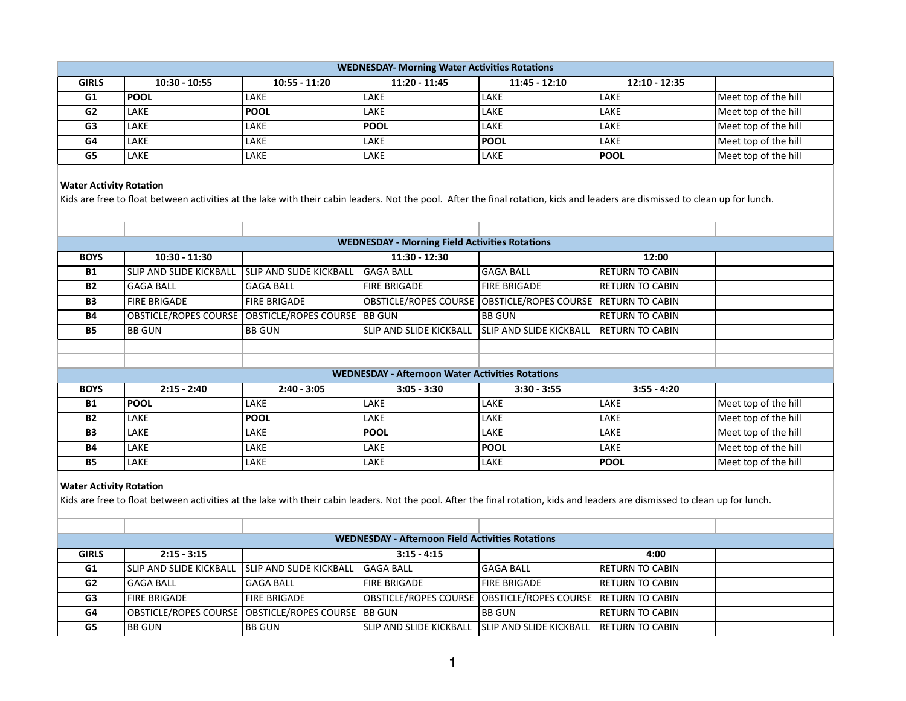| WEDNESDAY- Morning Water Activities Rotations | | | | | | |
|---|---|---|---|---|---|---|
| **GIRLS** | **10:30 - 10:55** | **10:55 - 11:20** | **11:20 - 11:45** | **11:45 - 12:10** | **12:10 - 12:35** | |
| **G1** | **POOL** | LAKE | LAKE | LAKE | LAKE | Meet top of the hill |
| **G2** | LAKE | **POOL** | LAKE | LAKE | LAKE | Meet top of the hill |
| **G3** | LAKE | LAKE | **POOL** | LAKE | LAKE | Meet top of the hill |
| **G4** | LAKE | LAKE | LAKE | **POOL** | LAKE | Meet top of the hill |
| **G5** | LAKE | LAKE | LAKE | LAKE | **POOL** | Meet top of the hill |

**Water Activity Rotation**

Kids are free to float between activities at the lake with their cabin leaders. Not the pool. After the final rotation, kids and leaders are dismissed to clean up for lunch.

| WEDNESDAY - Morning Field Activities Rotations | | | | | | |
|---|---|---|---|---|---|---|
| **BOYS** | **10:30 - 11:30** | | **11:30 - 12:30** | | **12:00** | |
| **B1** | SLIP AND SLIDE KICKBALL | SLIP AND SLIDE KICKBALL | GAGA BALL | GAGA BALL | RETURN TO CABIN | |
| **B2** | GAGA BALL | GAGA BALL | FIRE BRIGADE | FIRE BRIGADE | RETURN TO CABIN | |
| **B3** | FIRE BRIGADE | FIRE BRIGADE | OBSTICLE/ROPES COURSE | OBSTICLE/ROPES COURSE | RETURN TO CABIN | |
| **B4** | OBSTICLE/ROPES COURSE | OBSTICLE/ROPES COURSE | BB GUN | BB GUN | RETURN TO CABIN | |
| **B5** | BB GUN | BB GUN | SLIP AND SLIDE KICKBALL | SLIP AND SLIDE KICKBALL | RETURN TO CABIN | |

| WEDNESDAY - Afternoon Water Activities Rotations | | | | | | |
|---|---|---|---|---|---|---|
| **BOYS** | **2:15 - 2:40** | **2:40 - 3:05** | **3:05 - 3:30** | **3:30 - 3:55** | **3:55 - 4:20** | |
| **B1** | **POOL** | LAKE | LAKE | LAKE | LAKE | Meet top of the hill |
| **B2** | LAKE | **POOL** | LAKE | LAKE | LAKE | Meet top of the hill |
| **B3** | LAKE | LAKE | **POOL** | LAKE | LAKE | Meet top of the hill |
| **B4** | LAKE | LAKE | LAKE | **POOL** | LAKE | Meet top of the hill |
| **B5** | LAKE | LAKE | LAKE | LAKE | **POOL** | Meet top of the hill |

**Water Activity Rotation**

Kids are free to float between activities at the lake with their cabin leaders. Not the pool. After the final rotation, kids and leaders are dismissed to clean up for lunch.

| WEDNESDAY - Afternoon Field Activities Rotations | | | | | | |
|---|---|---|---|---|---|---|
| **GIRLS** | **2:15 - 3:15** | | **3:15 - 4:15** | | **4:00** | |
| **G1** | SLIP AND SLIDE KICKBALL | SLIP AND SLIDE KICKBALL | GAGA BALL | GAGA BALL | RETURN TO CABIN | |
| **G2** | GAGA BALL | GAGA BALL | FIRE BRIGADE | FIRE BRIGADE | RETURN TO CABIN | |
| **G3** | FIRE BRIGADE | FIRE BRIGADE | OBSTICLE/ROPES COURSE | OBSTICLE/ROPES COURSE | RETURN TO CABIN | |
| **G4** | OBSTICLE/ROPES COURSE | OBSTICLE/ROPES COURSE | BB GUN | BB GUN | RETURN TO CABIN | |
| **G5** | BB GUN | BB GUN | SLIP AND SLIDE KICKBALL | SLIP AND SLIDE KICKBALL | RETURN TO CABIN | |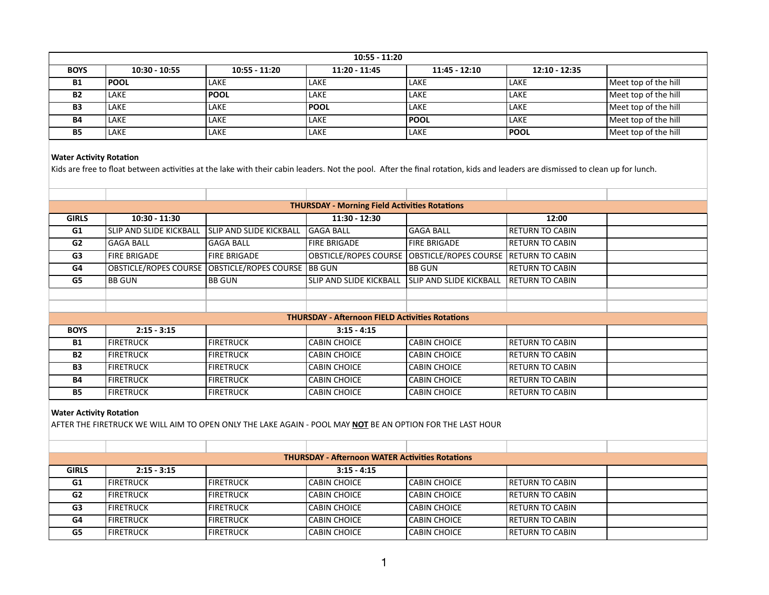| 10:55 - 11:20 | | | | | | |
|---|---|---|---|---|---|---|
| **BOYS** | **10:30 - 10:55** | **10:55 - 11:20** | **11:20 - 11:45** | **11:45 - 12:10** | **12:10 - 12:35** | |
| **B1** | **POOL** | LAKE | LAKE | LAKE | LAKE | Meet top of the hill |
| **B2** | LAKE | **POOL** | LAKE | LAKE | LAKE | Meet top of the hill |
| **B3** | LAKE | LAKE | **POOL** | LAKE | LAKE | Meet top of the hill |
| **B4** | LAKE | LAKE | LAKE | **POOL** | LAKE | Meet top of the hill |
| **B5** | LAKE | LAKE | LAKE | LAKE | **POOL** | Meet top of the hill |

**Water Activity Rotation**

Kids are free to float between activities at the lake with their cabin leaders. Not the pool. After the final rotation, kids and leaders are dismissed to clean up for lunch.

| THURSDAY - Morning Field Activities Rotations | | | | | | |
|---|---|---|---|---|---|---|
| **GIRLS** | **10:30 - 11:30** | | **11:30 - 12:30** | | **12:00** | |
| **G1** | SLIP AND SLIDE KICKBALL | SLIP AND SLIDE KICKBALL | GAGA BALL | GAGA BALL | RETURN TO CABIN | |
| **G2** | GAGA BALL | GAGA BALL | FIRE BRIGADE | FIRE BRIGADE | RETURN TO CABIN | |
| **G3** | FIRE BRIGADE | FIRE BRIGADE | OBSTICLE/ROPES COURSE | OBSTICLE/ROPES COURSE | RETURN TO CABIN | |
| **G4** | OBSTICLE/ROPES COURSE | OBSTICLE/ROPES COURSE | BB GUN | BB GUN | RETURN TO CABIN | |
| **G5** | BB GUN | BB GUN | SLIP AND SLIDE KICKBALL | SLIP AND SLIDE KICKBALL | RETURN TO CABIN | |

| THURSDAY - Afternoon FIELD Activities Rotations | | | | | | |
|---|---|---|---|---|---|---|
| **BOYS** | **2:15 - 3:15** | | **3:15 - 4:15** | | | |
| **B1** | FIRETRUCK | FIRETRUCK | CABIN CHOICE | CABIN CHOICE | RETURN TO CABIN | |
| **B2** | FIRETRUCK | FIRETRUCK | CABIN CHOICE | CABIN CHOICE | RETURN TO CABIN | |
| **B3** | FIRETRUCK | FIRETRUCK | CABIN CHOICE | CABIN CHOICE | RETURN TO CABIN | |
| **B4** | FIRETRUCK | FIRETRUCK | CABIN CHOICE | CABIN CHOICE | RETURN TO CABIN | |
| **B5** | FIRETRUCK | FIRETRUCK | CABIN CHOICE | CABIN CHOICE | RETURN TO CABIN | |

**Water Activity Rotation**

AFTER THE FIRETRUCK WE WILL AIM TO OPEN ONLY THE LAKE AGAIN - POOL MAY **NOT** BE AN OPTION FOR THE LAST HOUR

| THURSDAY - Afternoon WATER Activities Rotations | | | | | | |
|---|---|---|---|---|---|---|
| **GIRLS** | **2:15 - 3:15** | | **3:15 - 4:15** | | | |
| **G1** | FIRETRUCK | FIRETRUCK | CABIN CHOICE | CABIN CHOICE | RETURN TO CABIN | |
| **G2** | FIRETRUCK | FIRETRUCK | CABIN CHOICE | CABIN CHOICE | RETURN TO CABIN | |
| **G3** | FIRETRUCK | FIRETRUCK | CABIN CHOICE | CABIN CHOICE | RETURN TO CABIN | |
| **G4** | FIRETRUCK | FIRETRUCK | CABIN CHOICE | CABIN CHOICE | RETURN TO CABIN | |
| **G5** | FIRETRUCK | FIRETRUCK | CABIN CHOICE | CABIN CHOICE | RETURN TO CABIN | |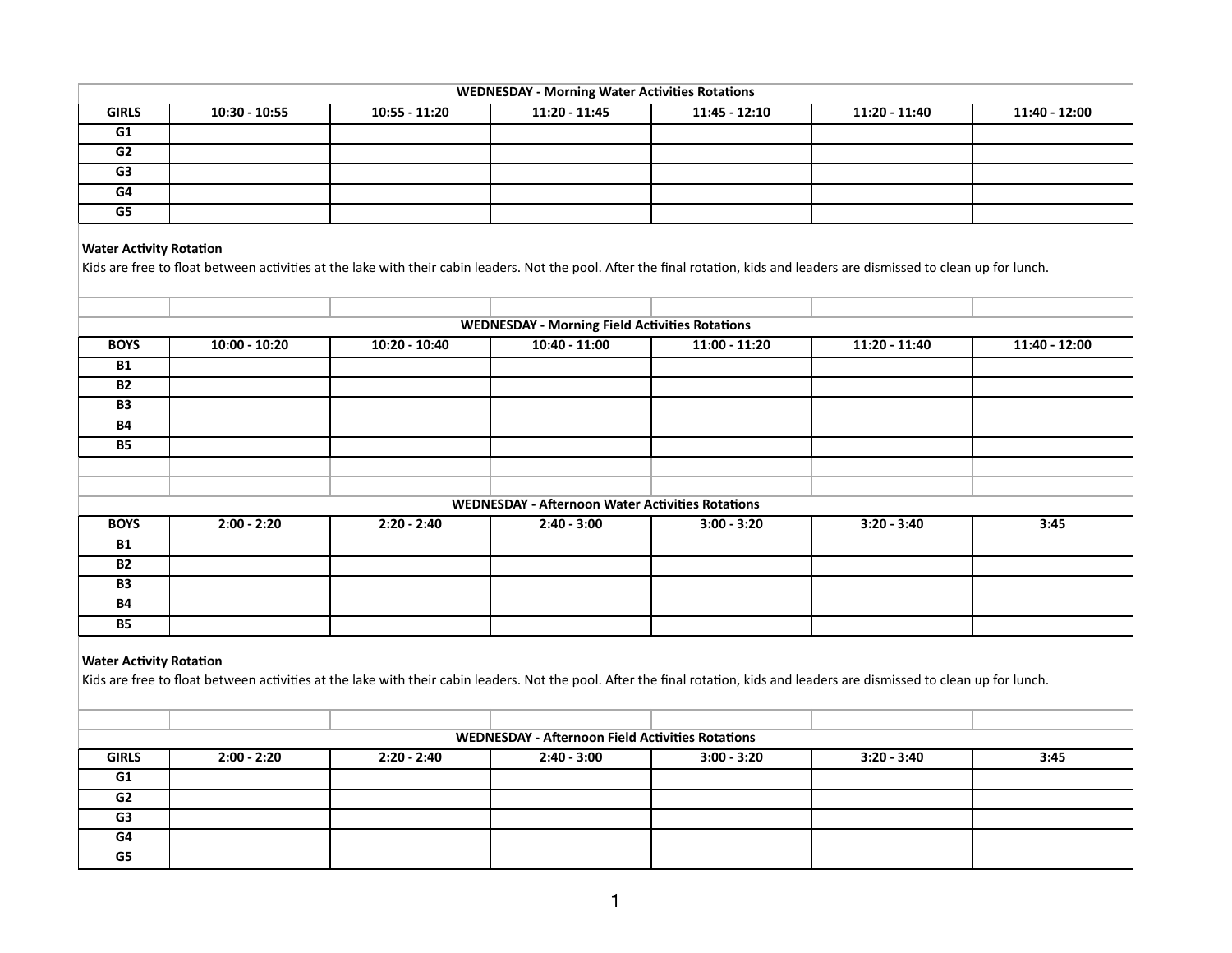| WEDNESDAY - Morning Water Activities Rotations | | | | | | |
|---|---|---|---|---|---|---|
| **GIRLS** | **10:30 - 10:55** | **10:55 - 11:20** | **11:20 - 11:45** | **11:45 - 12:10** | **11:20 - 11:40** | **11:40 - 12:00** |
| **G1** | | | | | | |
| **G2** | | | | | | |
| **G3** | | | | | | |
| **G4** | | | | | | |
| **G5** | | | | | | |

**Water Activity Rotation**

Kids are free to float between activities at the lake with their cabin leaders. Not the pool. After the final rotation, kids and leaders are dismissed to clean up for lunch.

| WEDNESDAY - Morning Field Activities Rotations | | | | | | |
|---|---|---|---|---|---|---|
| **BOYS** | **10:00 - 10:20** | **10:20 - 10:40** | **10:40 - 11:00** | **11:00 - 11:20** | **11:20 - 11:40** | **11:40 - 12:00** |
| **B1** | | | | | | |
| **B2** | | | | | | |
| **B3** | | | | | | |
| **B4** | | | | | | |
| **B5** | | | | | | |

| WEDNESDAY - Afternoon Water Activities Rotations | | | | | | |
|---|---|---|---|---|---|---|
| **BOYS** | **2:00 - 2:20** | **2:20 - 2:40** | **2:40 - 3:00** | **3:00 - 3:20** | **3:20 - 3:40** | **3:45** |
| **B1** | | | | | | |
| **B2** | | | | | | |
| **B3** | | | | | | |
| **B4** | | | | | | |
| **B5** | | | | | | |

**Water Activity Rotation**

Kids are free to float between activities at the lake with their cabin leaders. Not the pool. After the final rotation, kids and leaders are dismissed to clean up for lunch.

| WEDNESDAY - Afternoon Field Activities Rotations | | | | | | |
|---|---|---|---|---|---|---|
| **GIRLS** | **2:00 - 2:20** | **2:20 - 2:40** | **2:40 - 3:00** | **3:00 - 3:20** | **3:20 - 3:40** | **3:45** |
| **G1** | | | | | | |
| **G2** | | | | | | |
| **G3** | | | | | | |
| **G4** | | | | | | |
| **G5** | | | | | | |